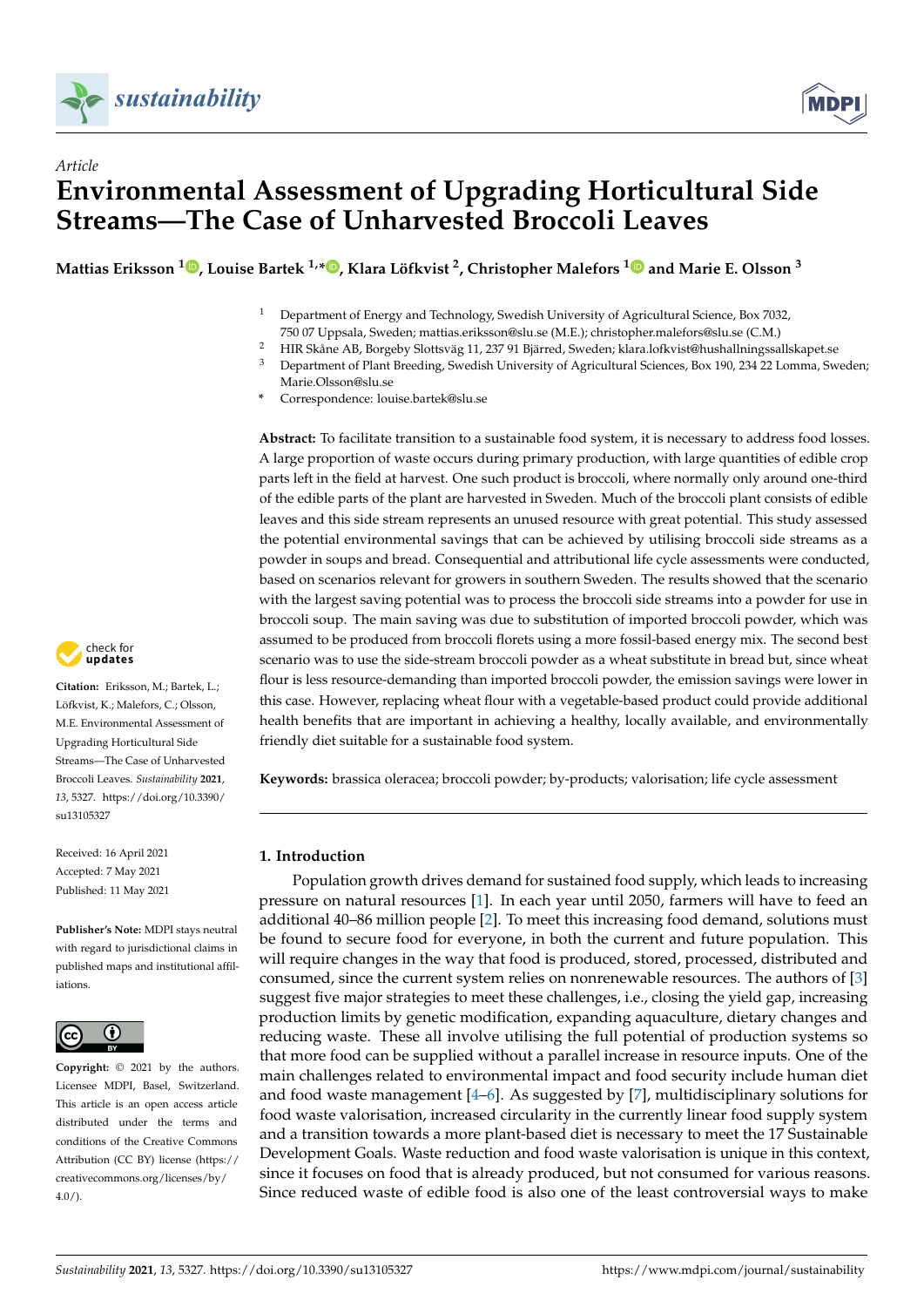*Article*

# Environmental Assessment of Upgrading Horticultural Side Streams—The Case of Unharvested Broccoli Leaves

**Mattias Eriksson [1], Louise Bartek [1,*], Klara Löfkvist [2], Christopher Malefors [1] and Marie E. Olsson [3]**

[1] Department of Energy and Technology, Swedish University of Agricultural Science, Box 7032, 750 07 Uppsala, Sweden; mattias.eriksson@slu.se (M.E.); christopher.malefors@slu.se (C.M.)

[2] HIR Skåne AB, Borgeby Slottsväg 11, 237 91 Bjärred, Sweden; klara.lofkvist@hushallningssallskapet.se

[3] Department of Plant Breeding, Swedish University of Agricultural Sciences, Box 190, 234 22 Lomma, Sweden; Marie.Olsson@slu.se

\* Correspondence: louise.bartek@slu.se

**Abstract:** To facilitate transition to a sustainable food system, it is necessary to address food losses. A large proportion of waste occurs during primary production, with large quantities of edible crop parts left in the field at harvest. One such product is broccoli, where normally only around one-third of the edible parts of the plant are harvested in Sweden. Much of the broccoli plant consists of edible leaves and this side stream represents an unused resource with great potential. This study assessed the potential environmental savings that can be achieved by utilising broccoli side streams as a powder in soups and bread. Consequential and attributional life cycle assessments were conducted, based on scenarios relevant for growers in southern Sweden. The results showed that the scenario with the largest saving potential was to process the broccoli side streams into a powder for use in broccoli soup. The main saving was due to substitution of imported broccoli powder, which was assumed to be produced from broccoli florets using a more fossil-based energy mix. The second best scenario was to use the side-stream broccoli powder as a wheat substitute in bread but, since wheat flour is less resource-demanding than imported broccoli powder, the emission savings were lower in this case. However, replacing wheat flour with a vegetable-based product could provide additional health benefits that are important in achieving a healthy, locally available, and environmentally friendly diet suitable for a sustainable food system.

**Keywords:** brassica oleracea; broccoli powder; by-products; valorisation; life cycle assessment

**Citation:** Eriksson, M.; Bartek, L.; Löfkvist, K.; Malefors, C.; Olsson, M.E. Environmental Assessment of Upgrading Horticultural Side Streams—The Case of Unharvested Broccoli Leaves. *Sustainability* **2021**, *13*, 5327. https://doi.org/10.3390/su13105327

Received: 16 April 2021
Accepted: 7 May 2021
Published: 11 May 2021

**Publisher's Note:** MDPI stays neutral with regard to jurisdictional claims in published maps and institutional affiliations.

**Copyright:** © 2021 by the authors. Licensee MDPI, Basel, Switzerland. This article is an open access article distributed under the terms and conditions of the Creative Commons Attribution (CC BY) license (https://creativecommons.org/licenses/by/4.0/).

## 1. Introduction

Population growth drives demand for sustained food supply, which leads to increasing pressure on natural resources [1]. In each year until 2050, farmers will have to feed an additional 40–86 million people [2]. To meet this increasing food demand, solutions must be found to secure food for everyone, in both the current and future population. This will require changes in the way that food is produced, stored, processed, distributed and consumed, since the current system relies on nonrenewable resources. The authors of [3] suggest five major strategies to meet these challenges, i.e., closing the yield gap, increasing production limits by genetic modification, expanding aquaculture, dietary changes and reducing waste. These all involve utilising the full potential of production systems so that more food can be supplied without a parallel increase in resource inputs. One of the main challenges related to environmental impact and food security include human diet and food waste management [4–6]. As suggested by [7], multidisciplinary solutions for food waste valorisation, increased circularity in the currently linear food supply system and a transition towards a more plant-based diet is necessary to meet the 17 Sustainable Development Goals. Waste reduction and food waste valorisation is unique in this context, since it focuses on food that is already produced, but not consumed for various reasons. Since reduced waste of edible food is also one of the least controversial ways to make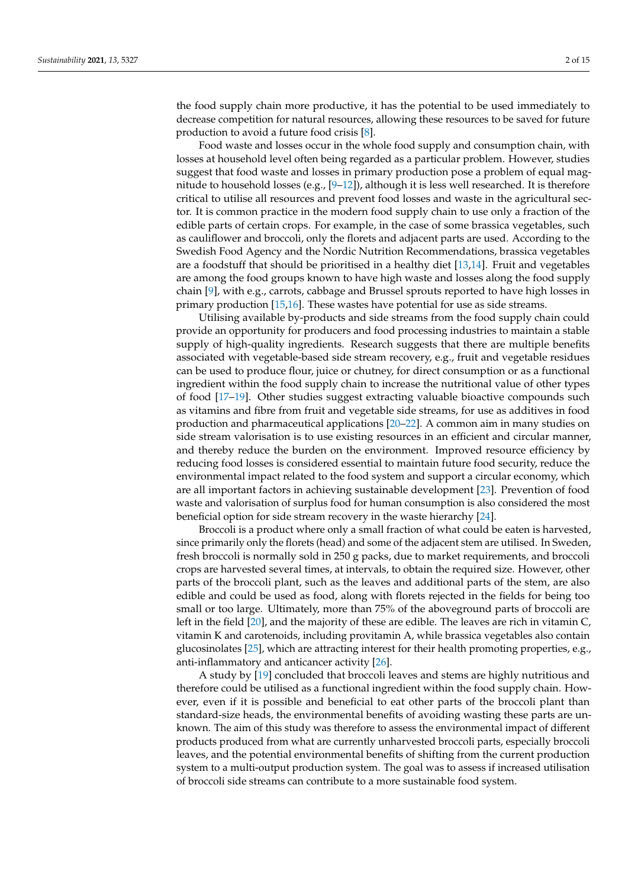the food supply chain more productive, it has the potential to be used immediately to decrease competition for natural resources, allowing these resources to be saved for future production to avoid a future food crisis [8].

Food waste and losses occur in the whole food supply and consumption chain, with losses at household level often being regarded as a particular problem. However, studies suggest that food waste and losses in primary production pose a problem of equal magnitude to household losses (e.g., [9–12]), although it is less well researched. It is therefore critical to utilise all resources and prevent food losses and waste in the agricultural sector. It is common practice in the modern food supply chain to use only a fraction of the edible parts of certain crops. For example, in the case of some brassica vegetables, such as cauliflower and broccoli, only the florets and adjacent parts are used. According to the Swedish Food Agency and the Nordic Nutrition Recommendations, brassica vegetables are a foodstuff that should be prioritised in a healthy diet [13,14]. Fruit and vegetables are among the food groups known to have high waste and losses along the food supply chain [9], with e.g., carrots, cabbage and Brussel sprouts reported to have high losses in primary production [15,16]. These wastes have potential for use as side streams.

Utilising available by-products and side streams from the food supply chain could provide an opportunity for producers and food processing industries to maintain a stable supply of high-quality ingredients. Research suggests that there are multiple benefits associated with vegetable-based side stream recovery, e.g., fruit and vegetable residues can be used to produce flour, juice or chutney, for direct consumption or as a functional ingredient within the food supply chain to increase the nutritional value of other types of food [17–19]. Other studies suggest extracting valuable bioactive compounds such as vitamins and fibre from fruit and vegetable side streams, for use as additives in food production and pharmaceutical applications [20–22]. A common aim in many studies on side stream valorisation is to use existing resources in an efficient and circular manner, and thereby reduce the burden on the environment. Improved resource efficiency by reducing food losses is considered essential to maintain future food security, reduce the environmental impact related to the food system and support a circular economy, which are all important factors in achieving sustainable development [23]. Prevention of food waste and valorisation of surplus food for human consumption is also considered the most beneficial option for side stream recovery in the waste hierarchy [24].

Broccoli is a product where only a small fraction of what could be eaten is harvested, since primarily only the florets (head) and some of the adjacent stem are utilised. In Sweden, fresh broccoli is normally sold in 250 g packs, due to market requirements, and broccoli crops are harvested several times, at intervals, to obtain the required size. However, other parts of the broccoli plant, such as the leaves and additional parts of the stem, are also edible and could be used as food, along with florets rejected in the fields for being too small or too large. Ultimately, more than 75% of the aboveground parts of broccoli are left in the field [20], and the majority of these are edible. The leaves are rich in vitamin C, vitamin K and carotenoids, including provitamin A, while brassica vegetables also contain glucosinolates [25], which are attracting interest for their health promoting properties, e.g., anti-inflammatory and anticancer activity [26].

A study by [19] concluded that broccoli leaves and stems are highly nutritious and therefore could be utilised as a functional ingredient within the food supply chain. However, even if it is possible and beneficial to eat other parts of the broccoli plant than standard-size heads, the environmental benefits of avoiding wasting these parts are unknown. The aim of this study was therefore to assess the environmental impact of different products produced from what are currently unharvested broccoli parts, especially broccoli leaves, and the potential environmental benefits of shifting from the current production system to a multi-output production system. The goal was to assess if increased utilisation of broccoli side streams can contribute to a more sustainable food system.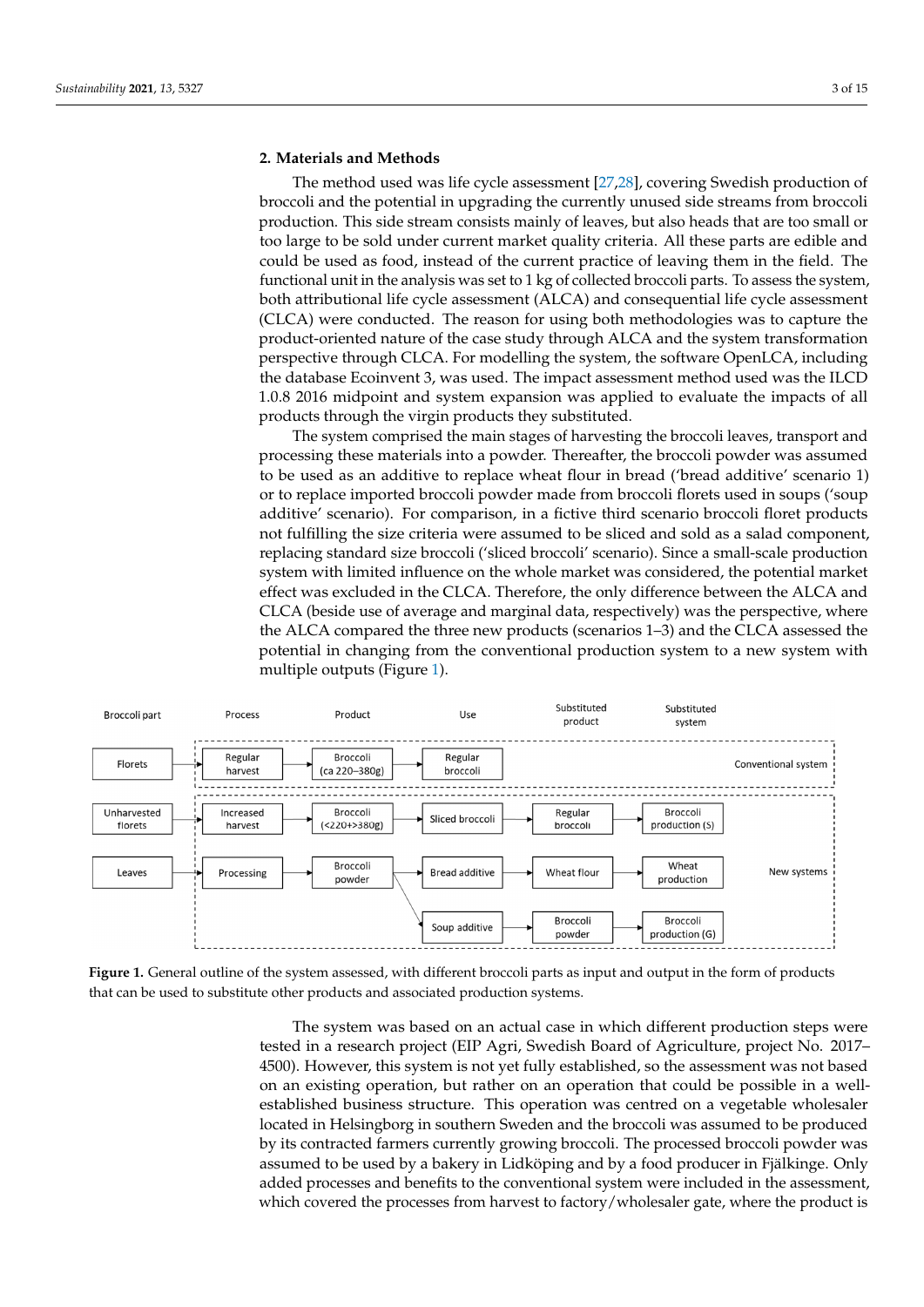## 2. Materials and Methods

The method used was life cycle assessment [27,28], covering Swedish production of broccoli and the potential in upgrading the currently unused side streams from broccoli production. This side stream consists mainly of leaves, but also heads that are too small or too large to be sold under current market quality criteria. All these parts are edible and could be used as food, instead of the current practice of leaving them in the field. The functional unit in the analysis was set to 1 kg of collected broccoli parts. To assess the system, both attributional life cycle assessment (ALCA) and consequential life cycle assessment (CLCA) were conducted. The reason for using both methodologies was to capture the product-oriented nature of the case study through ALCA and the system transformation perspective through CLCA. For modelling the system, the software OpenLCA, including the database Ecoinvent 3, was used. The impact assessment method used was the ILCD 1.0.8 2016 midpoint and system expansion was applied to evaluate the impacts of all products through the virgin products they substituted.

The system comprised the main stages of harvesting the broccoli leaves, transport and processing these materials into a powder. Thereafter, the broccoli powder was assumed to be used as an additive to replace wheat flour in bread ('bread additive' scenario 1) or to replace imported broccoli powder made from broccoli florets used in soups ('soup additive' scenario). For comparison, in a fictive third scenario broccoli floret products not fulfilling the size criteria were assumed to be sliced and sold as a salad component, replacing standard size broccoli ('sliced broccoli' scenario). Since a small-scale production system with limited influence on the whole market was considered, the potential market effect was excluded in the CLCA. Therefore, the only difference between the ALCA and CLCA (beside use of average and marginal data, respectively) was the perspective, where the ALCA compared the three new products (scenarios 1–3) and the CLCA assessed the potential in changing from the conventional production system to a new system with multiple outputs (Figure 1).

Broccoli part
Process
Product
Use
Substituted product
Substituted system

Florets
Regular harvest
Broccoli (ca 220–380g)
Regular broccoli
Conventional system

Unharvested florets
Increased harvest
Broccoli (<220+>380g)
Sliced broccoli
Regular broccoli
Broccoli production (S)

Leaves
Processing
Broccoli powder
Bread additive
Wheat flour
Wheat production
New systems

Soup additive
Broccoli powder
Broccoli production (G)

**Figure 1.** General outline of the system assessed, with different broccoli parts as input and output in the form of products that can be used to substitute other products and associated production systems.

The system was based on an actual case in which different production steps were tested in a research project (EIP Agri, Swedish Board of Agriculture, project No. 2017–4500). However, this system is not yet fully established, so the assessment was not based on an existing operation, but rather on an operation that could be possible in a well-established business structure. This operation was centred on a vegetable wholesaler located in Helsingborg in southern Sweden and the broccoli was assumed to be produced by its contracted farmers currently growing broccoli. The processed broccoli powder was assumed to be used by a bakery in Lidköping and by a food producer in Fjälkinge. Only added processes and benefits to the conventional system were included in the assessment, which covered the processes from harvest to factory/wholesaler gate, where the product is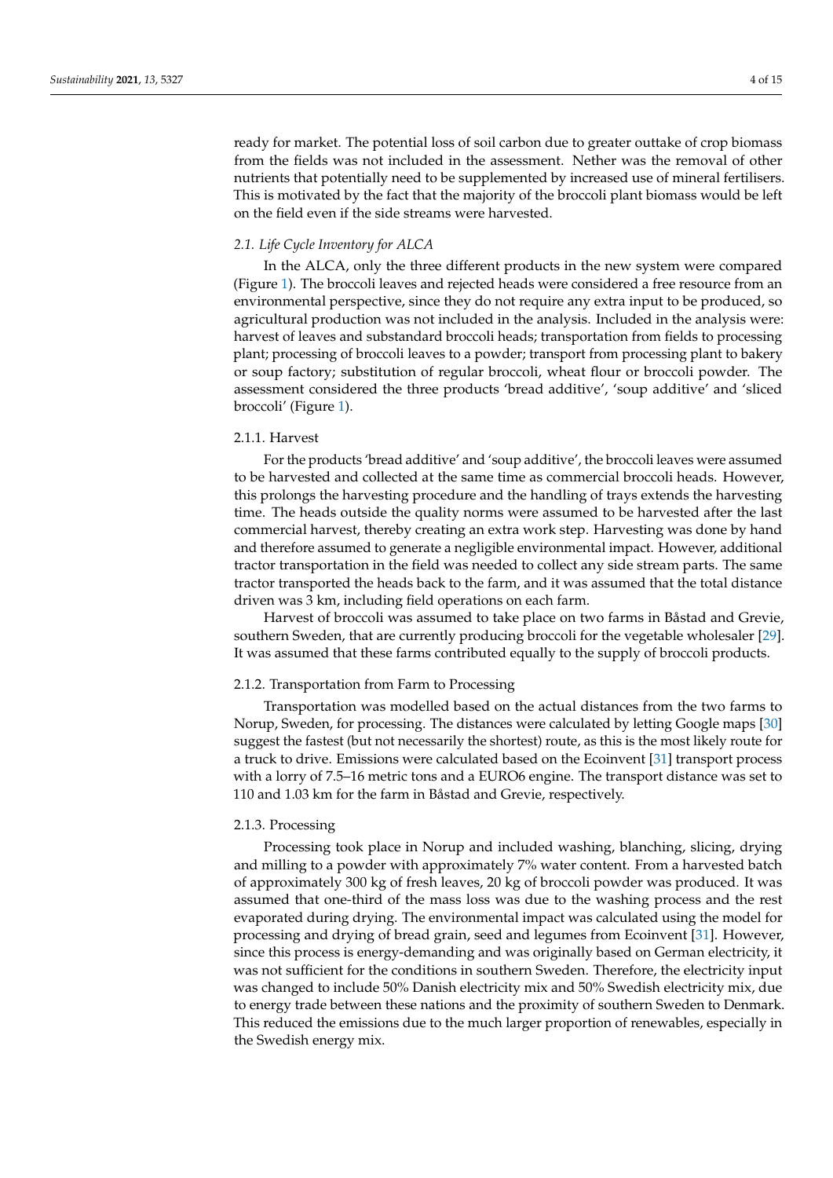ready for market. The potential loss of soil carbon due to greater outtake of crop biomass from the fields was not included in the assessment. Nether was the removal of other nutrients that potentially need to be supplemented by increased use of mineral fertilisers. This is motivated by the fact that the majority of the broccoli plant biomass would be left on the field even if the side streams were harvested.

### *2.1. Life Cycle Inventory for ALCA*

In the ALCA, only the three different products in the new system were compared (Figure 1). The broccoli leaves and rejected heads were considered a free resource from an environmental perspective, since they do not require any extra input to be produced, so agricultural production was not included in the analysis. Included in the analysis were: harvest of leaves and substandard broccoli heads; transportation from fields to processing plant; processing of broccoli leaves to a powder; transport from processing plant to bakery or soup factory; substitution of regular broccoli, wheat flour or broccoli powder. The assessment considered the three products 'bread additive', 'soup additive' and 'sliced broccoli' (Figure 1).

#### 2.1.1. Harvest

For the products 'bread additive' and 'soup additive', the broccoli leaves were assumed to be harvested and collected at the same time as commercial broccoli heads. However, this prolongs the harvesting procedure and the handling of trays extends the harvesting time. The heads outside the quality norms were assumed to be harvested after the last commercial harvest, thereby creating an extra work step. Harvesting was done by hand and therefore assumed to generate a negligible environmental impact. However, additional tractor transportation in the field was needed to collect any side stream parts. The same tractor transported the heads back to the farm, and it was assumed that the total distance driven was 3 km, including field operations on each farm.

Harvest of broccoli was assumed to take place on two farms in Båstad and Grevie, southern Sweden, that are currently producing broccoli for the vegetable wholesaler [29]. It was assumed that these farms contributed equally to the supply of broccoli products.

#### 2.1.2. Transportation from Farm to Processing

Transportation was modelled based on the actual distances from the two farms to Norup, Sweden, for processing. The distances were calculated by letting Google maps [30] suggest the fastest (but not necessarily the shortest) route, as this is the most likely route for a truck to drive. Emissions were calculated based on the Ecoinvent [31] transport process with a lorry of 7.5–16 metric tons and a EURO6 engine. The transport distance was set to 110 and 1.03 km for the farm in Båstad and Grevie, respectively.

#### 2.1.3. Processing

Processing took place in Norup and included washing, blanching, slicing, drying and milling to a powder with approximately 7% water content. From a harvested batch of approximately 300 kg of fresh leaves, 20 kg of broccoli powder was produced. It was assumed that one-third of the mass loss was due to the washing process and the rest evaporated during drying. The environmental impact was calculated using the model for processing and drying of bread grain, seed and legumes from Ecoinvent [31]. However, since this process is energy-demanding and was originally based on German electricity, it was not sufficient for the conditions in southern Sweden. Therefore, the electricity input was changed to include 50% Danish electricity mix and 50% Swedish electricity mix, due to energy trade between these nations and the proximity of southern Sweden to Denmark. This reduced the emissions due to the much larger proportion of renewables, especially in the Swedish energy mix.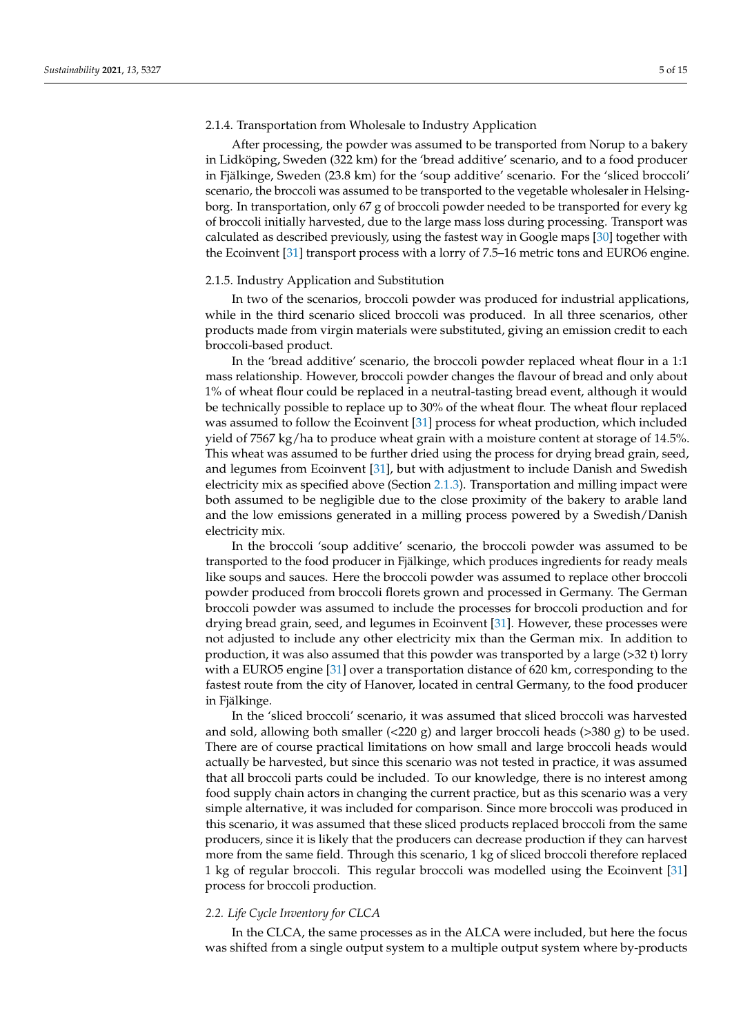#### 2.1.4. Transportation from Wholesale to Industry Application

After processing, the powder was assumed to be transported from Norup to a bakery in Lidköping, Sweden (322 km) for the 'bread additive' scenario, and to a food producer in Fjälkinge, Sweden (23.8 km) for the 'soup additive' scenario. For the 'sliced broccoli' scenario, the broccoli was assumed to be transported to the vegetable wholesaler in Helsingborg. In transportation, only 67 g of broccoli powder needed to be transported for every kg of broccoli initially harvested, due to the large mass loss during processing. Transport was calculated as described previously, using the fastest way in Google maps [30] together with the Ecoinvent [31] transport process with a lorry of 7.5–16 metric tons and EURO6 engine.

#### 2.1.5. Industry Application and Substitution

In two of the scenarios, broccoli powder was produced for industrial applications, while in the third scenario sliced broccoli was produced. In all three scenarios, other products made from virgin materials were substituted, giving an emission credit to each broccoli-based product.

In the 'bread additive' scenario, the broccoli powder replaced wheat flour in a 1:1 mass relationship. However, broccoli powder changes the flavour of bread and only about 1% of wheat flour could be replaced in a neutral-tasting bread event, although it would be technically possible to replace up to 30% of the wheat flour. The wheat flour replaced was assumed to follow the Ecoinvent [31] process for wheat production, which included yield of 7567 kg/ha to produce wheat grain with a moisture content at storage of 14.5%. This wheat was assumed to be further dried using the process for drying bread grain, seed, and legumes from Ecoinvent [31], but with adjustment to include Danish and Swedish electricity mix as specified above (Section 2.1.3). Transportation and milling impact were both assumed to be negligible due to the close proximity of the bakery to arable land and the low emissions generated in a milling process powered by a Swedish/Danish electricity mix.

In the broccoli 'soup additive' scenario, the broccoli powder was assumed to be transported to the food producer in Fjälkinge, which produces ingredients for ready meals like soups and sauces. Here the broccoli powder was assumed to replace other broccoli powder produced from broccoli florets grown and processed in Germany. The German broccoli powder was assumed to include the processes for broccoli production and for drying bread grain, seed, and legumes in Ecoinvent [31]. However, these processes were not adjusted to include any other electricity mix than the German mix. In addition to production, it was also assumed that this powder was transported by a large (>32 t) lorry with a EURO5 engine [31] over a transportation distance of 620 km, corresponding to the fastest route from the city of Hanover, located in central Germany, to the food producer in Fjälkinge.

In the 'sliced broccoli' scenario, it was assumed that sliced broccoli was harvested and sold, allowing both smaller (<220 g) and larger broccoli heads (>380 g) to be used. There are of course practical limitations on how small and large broccoli heads would actually be harvested, but since this scenario was not tested in practice, it was assumed that all broccoli parts could be included. To our knowledge, there is no interest among food supply chain actors in changing the current practice, but as this scenario was a very simple alternative, it was included for comparison. Since more broccoli was produced in this scenario, it was assumed that these sliced products replaced broccoli from the same producers, since it is likely that the producers can decrease production if they can harvest more from the same field. Through this scenario, 1 kg of sliced broccoli therefore replaced 1 kg of regular broccoli. This regular broccoli was modelled using the Ecoinvent [31] process for broccoli production.

### *2.2. Life Cycle Inventory for CLCA*

In the CLCA, the same processes as in the ALCA were included, but here the focus was shifted from a single output system to a multiple output system where by-products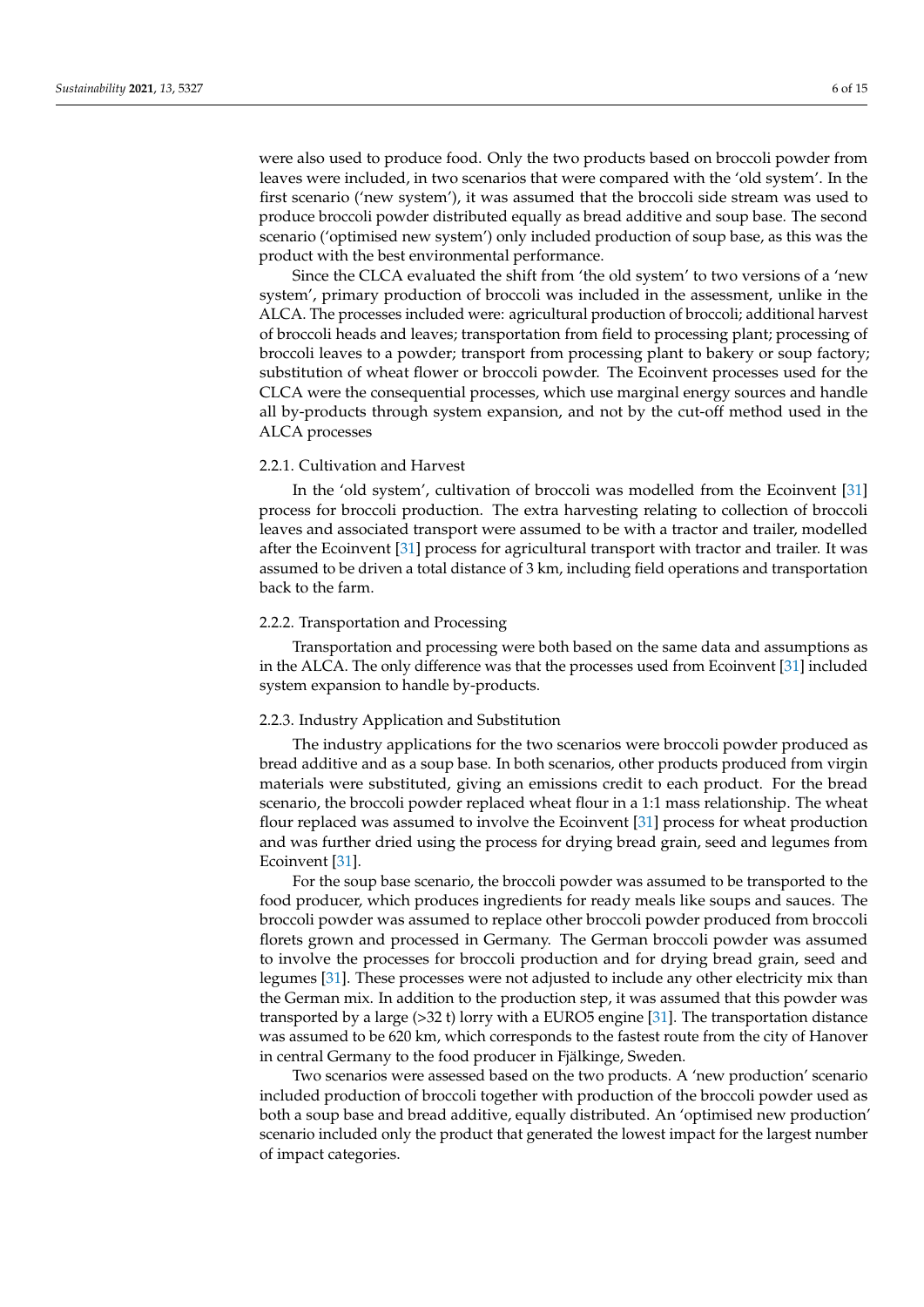were also used to produce food. Only the two products based on broccoli powder from leaves were included, in two scenarios that were compared with the 'old system'. In the first scenario ('new system'), it was assumed that the broccoli side stream was used to produce broccoli powder distributed equally as bread additive and soup base. The second scenario ('optimised new system') only included production of soup base, as this was the product with the best environmental performance.

Since the CLCA evaluated the shift from 'the old system' to two versions of a 'new system', primary production of broccoli was included in the assessment, unlike in the ALCA. The processes included were: agricultural production of broccoli; additional harvest of broccoli heads and leaves; transportation from field to processing plant; processing of broccoli leaves to a powder; transport from processing plant to bakery or soup factory; substitution of wheat flower or broccoli powder. The Ecoinvent processes used for the CLCA were the consequential processes, which use marginal energy sources and handle all by-products through system expansion, and not by the cut-off method used in the ALCA processes

#### 2.2.1. Cultivation and Harvest

In the 'old system', cultivation of broccoli was modelled from the Ecoinvent [31] process for broccoli production. The extra harvesting relating to collection of broccoli leaves and associated transport were assumed to be with a tractor and trailer, modelled after the Ecoinvent [31] process for agricultural transport with tractor and trailer. It was assumed to be driven a total distance of 3 km, including field operations and transportation back to the farm.

#### 2.2.2. Transportation and Processing

Transportation and processing were both based on the same data and assumptions as in the ALCA. The only difference was that the processes used from Ecoinvent [31] included system expansion to handle by-products.

#### 2.2.3. Industry Application and Substitution

The industry applications for the two scenarios were broccoli powder produced as bread additive and as a soup base. In both scenarios, other products produced from virgin materials were substituted, giving an emissions credit to each product. For the bread scenario, the broccoli powder replaced wheat flour in a 1:1 mass relationship. The wheat flour replaced was assumed to involve the Ecoinvent [31] process for wheat production and was further dried using the process for drying bread grain, seed and legumes from Ecoinvent [31].

For the soup base scenario, the broccoli powder was assumed to be transported to the food producer, which produces ingredients for ready meals like soups and sauces. The broccoli powder was assumed to replace other broccoli powder produced from broccoli florets grown and processed in Germany. The German broccoli powder was assumed to involve the processes for broccoli production and for drying bread grain, seed and legumes [31]. These processes were not adjusted to include any other electricity mix than the German mix. In addition to the production step, it was assumed that this powder was transported by a large (>32 t) lorry with a EURO5 engine [31]. The transportation distance was assumed to be 620 km, which corresponds to the fastest route from the city of Hanover in central Germany to the food producer in Fjälkinge, Sweden.

Two scenarios were assessed based on the two products. A 'new production' scenario included production of broccoli together with production of the broccoli powder used as both a soup base and bread additive, equally distributed. An 'optimised new production' scenario included only the product that generated the lowest impact for the largest number of impact categories.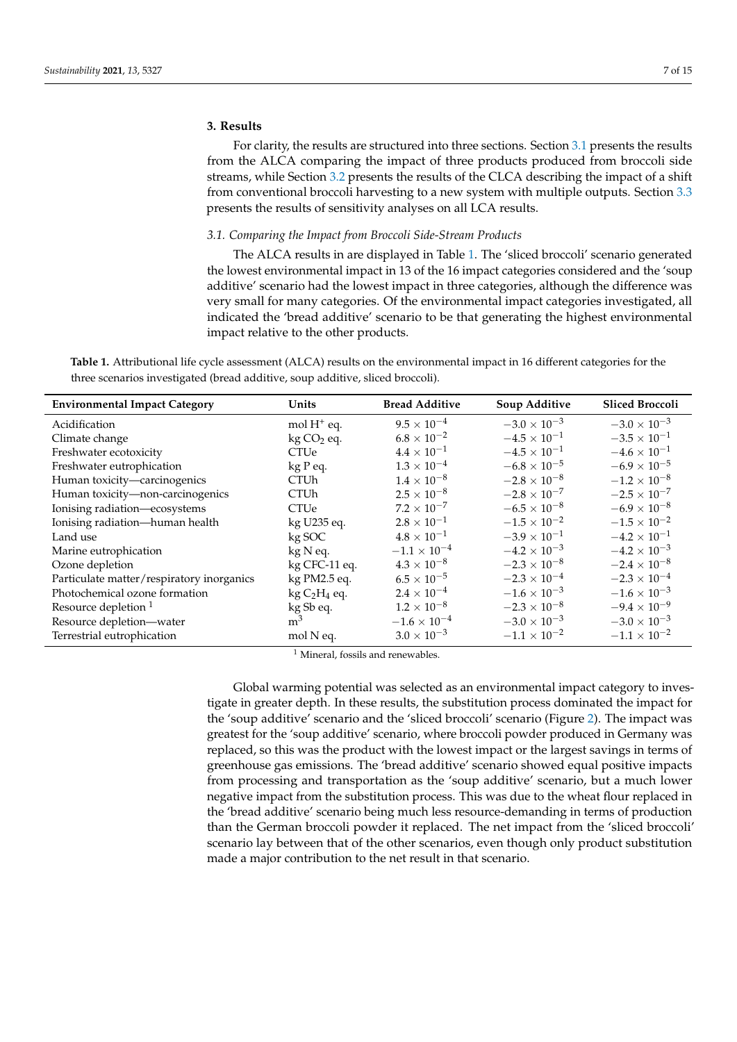## 3. Results

For clarity, the results are structured into three sections. Section 3.1 presents the results from the ALCA comparing the impact of three products produced from broccoli side streams, while Section 3.2 presents the results of the CLCA describing the impact of a shift from conventional broccoli harvesting to a new system with multiple outputs. Section 3.3 presents the results of sensitivity analyses on all LCA results.

### *3.1. Comparing the Impact from Broccoli Side-Stream Products*

The ALCA results in are displayed in Table 1. The 'sliced broccoli' scenario generated the lowest environmental impact in 13 of the 16 impact categories considered and the 'soup additive' scenario had the lowest impact in three categories, although the difference was very small for many categories. Of the environmental impact categories investigated, all indicated the 'bread additive' scenario to be that generating the highest environmental impact relative to the other products.

**Table 1.** Attributional life cycle assessment (ALCA) results on the environmental impact in 16 different categories for the three scenarios investigated (bread additive, soup additive, sliced broccoli).

| Environmental Impact Category | Units | Bread Additive | Soup Additive | Sliced Broccoli |
|---|---|---|---|---|
| Acidification | mol $H^+$ eq. | $9.5 \times 10^{-4}$ | $-3.0 \times 10^{-3}$ | $-3.0 \times 10^{-3}$ |
| Climate change | kg $CO_2$ eq. | $6.8 \times 10^{-2}$ | $-4.5 \times 10^{-1}$ | $-3.5 \times 10^{-1}$ |
| Freshwater ecotoxicity | CTUe | $4.4 \times 10^{-1}$ | $-4.5 \times 10^{-1}$ | $-4.6 \times 10^{-1}$ |
| Freshwater eutrophication | kg P eq. | $1.3 \times 10^{-4}$ | $-6.8 \times 10^{-5}$ | $-6.9 \times 10^{-5}$ |
| Human toxicity—carcinogenics | CTUh | $1.4 \times 10^{-8}$ | $-2.8 \times 10^{-8}$ | $-1.2 \times 10^{-8}$ |
| Human toxicity—non-carcinogenics | CTUh | $2.5 \times 10^{-8}$ | $-2.8 \times 10^{-7}$ | $-2.5 \times 10^{-7}$ |
| Ionising radiation—ecosystems | CTUe | $7.2 \times 10^{-7}$ | $-6.5 \times 10^{-8}$ | $-6.9 \times 10^{-8}$ |
| Ionising radiation—human health | kg U235 eq. | $2.8 \times 10^{-1}$ | $-1.5 \times 10^{-2}$ | $-1.5 \times 10^{-2}$ |
| Land use | kg SOC | $4.8 \times 10^{-1}$ | $-3.9 \times 10^{-1}$ | $-4.2 \times 10^{-1}$ |
| Marine eutrophication | kg N eq. | $-1.1 \times 10^{-4}$ | $-4.2 \times 10^{-3}$ | $-4.2 \times 10^{-3}$ |
| Ozone depletion | kg CFC-11 eq. | $4.3 \times 10^{-8}$ | $-2.3 \times 10^{-8}$ | $-2.4 \times 10^{-8}$ |
| Particulate matter/respiratory inorganics | kg PM2.5 eq. | $6.5 \times 10^{-5}$ | $-2.3 \times 10^{-4}$ | $-2.3 \times 10^{-4}$ |
| Photochemical ozone formation | kg $C_2H_4$ eq. | $2.4 \times 10^{-4}$ | $-1.6 \times 10^{-3}$ | $-1.6 \times 10^{-3}$ |
| Resource depletion [1] | kg Sb eq. | $1.2 \times 10^{-8}$ | $-2.3 \times 10^{-8}$ | $-9.4 \times 10^{-9}$ |
| Resource depletion—water | $m^3$ | $-1.6 \times 10^{-4}$ | $-3.0 \times 10^{-3}$ | $-3.0 \times 10^{-3}$ |
| Terrestrial eutrophication | mol N eq. | $3.0 \times 10^{-3}$ | $-1.1 \times 10^{-2}$ | $-1.1 \times 10^{-2}$ |

[1] Mineral, fossils and renewables.

Global warming potential was selected as an environmental impact category to investigate in greater depth. In these results, the substitution process dominated the impact for the 'soup additive' scenario and the 'sliced broccoli' scenario (Figure 2). The impact was greatest for the 'soup additive' scenario, where broccoli powder produced in Germany was replaced, so this was the product with the lowest impact or the largest savings in terms of greenhouse gas emissions. The 'bread additive' scenario showed equal positive impacts from processing and transportation as the 'soup additive' scenario, but a much lower negative impact from the substitution process. This was due to the wheat flour replaced in the 'bread additive' scenario being much less resource-demanding in terms of production than the German broccoli powder it replaced. The net impact from the 'sliced broccoli' scenario lay between that of the other scenarios, even though only product substitution made a major contribution to the net result in that scenario.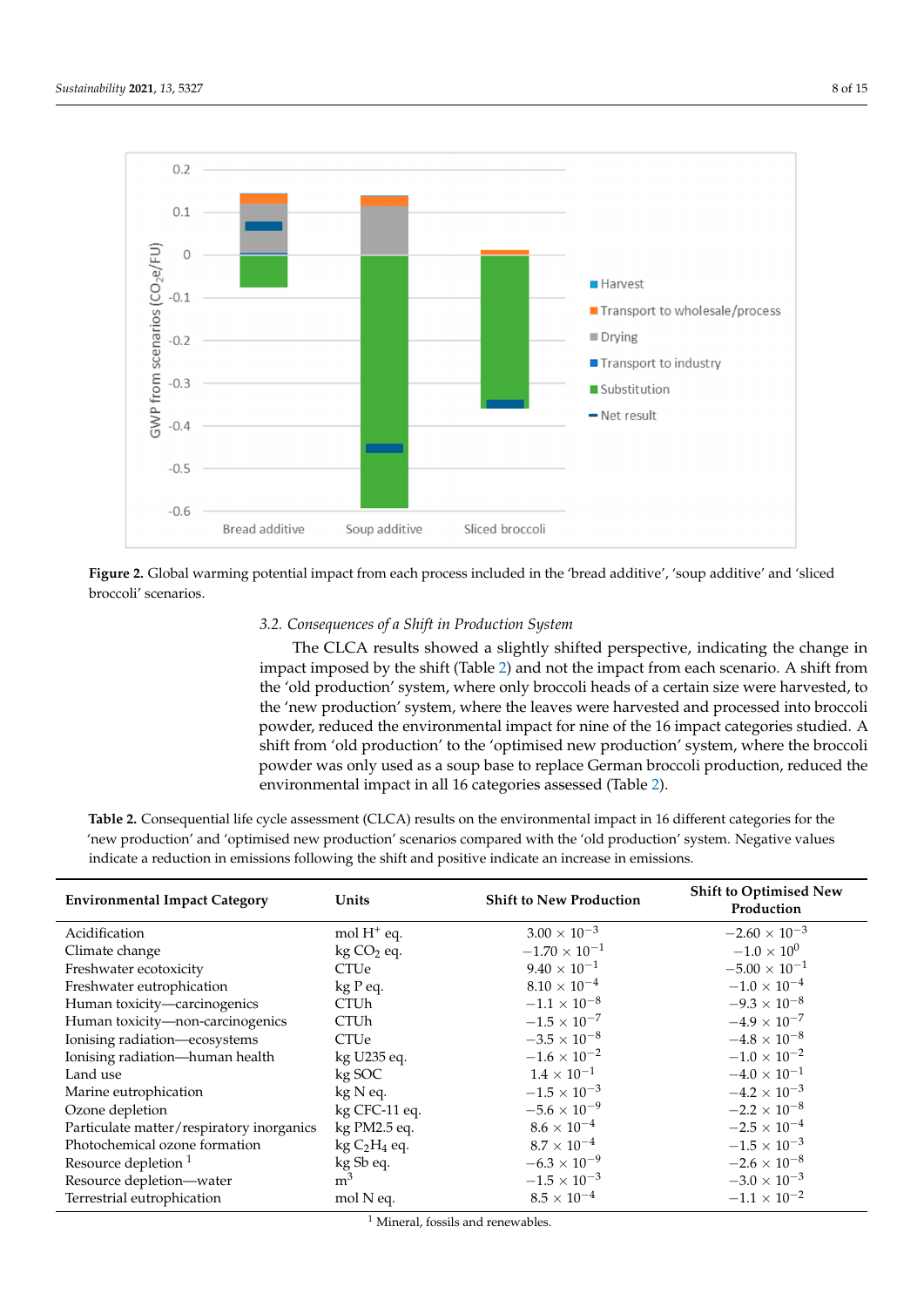0.2
0.1
0
-0.1
-0.2
-0.3
-0.4
-0.5
-0.6

GWP from scenarios ($CO_2e$/FU)

Bread additive
Soup additive
Sliced broccoli

Harvest
Transport to wholesale/process
Drying
Transport to industry
Substitution
Net result

**Figure 2.** Global warming potential impact from each process included in the 'bread additive', 'soup additive' and 'sliced broccoli' scenarios.

### 3.2. Consequences of a Shift in Production System

The CLCA results showed a slightly shifted perspective, indicating the change in impact imposed by the shift (Table 2) and not the impact from each scenario. A shift from the 'old production' system, where only broccoli heads of a certain size were harvested, to the 'new production' system, where the leaves were harvested and processed into broccoli powder, reduced the environmental impact for nine of the 16 impact categories studied. A shift from 'old production' to the 'optimised new production' system, where the broccoli powder was only used as a soup base to replace German broccoli production, reduced the environmental impact in all 16 categories assessed (Table 2).

**Table 2.** Consequential life cycle assessment (CLCA) results on the environmental impact in 16 different categories for the 'new production' and 'optimised new production' scenarios compared with the 'old production' system. Negative values indicate a reduction in emissions following the shift and positive indicate an increase in emissions.

| Environmental Impact Category | Units | Shift to New Production | Shift to Optimised New Production |
|---|---|---|---|
| Acidification | mol $H^+$ eq. | $3.00 \times 10^{-3}$ | $-2.60 \times 10^{-3}$ |
| Climate change | kg $CO_2$ eq. | $-1.70 \times 10^{-1}$ | $-1.0 \times 10^{0}$ |
| Freshwater ecotoxicity | CTUe | $9.40 \times 10^{-1}$ | $-5.00 \times 10^{-1}$ |
| Freshwater eutrophication | kg P eq. | $8.10 \times 10^{-4}$ | $-1.0 \times 10^{-4}$ |
| Human toxicity—carcinogenics | CTUh | $-1.1 \times 10^{-8}$ | $-9.3 \times 10^{-8}$ |
| Human toxicity—non-carcinogenics | CTUh | $-1.5 \times 10^{-7}$ | $-4.9 \times 10^{-7}$ |
| Ionising radiation—ecosystems | CTUe | $-3.5 \times 10^{-8}$ | $-4.8 \times 10^{-8}$ |
| Ionising radiation—human health | kg U235 eq. | $-1.6 \times 10^{-2}$ | $-1.0 \times 10^{-2}$ |
| Land use | kg SOC | $1.4 \times 10^{-1}$ | $-4.0 \times 10^{-1}$ |
| Marine eutrophication | kg N eq. | $-1.5 \times 10^{-3}$ | $-4.2 \times 10^{-3}$ |
| Ozone depletion | kg CFC-11 eq. | $-5.6 \times 10^{-9}$ | $-2.2 \times 10^{-8}$ |
| Particulate matter/respiratory inorganics | kg PM2.5 eq. | $8.6 \times 10^{-4}$ | $-2.5 \times 10^{-4}$ |
| Photochemical ozone formation | kg $C_2H_4$ eq. | $8.7 \times 10^{-4}$ | $-1.5 \times 10^{-3}$ |
| Resource depletion [1] | kg Sb eq. | $-6.3 \times 10^{-9}$ | $-2.6 \times 10^{-8}$ |
| Resource depletion—water | $m^3$ | $-1.5 \times 10^{-3}$ | $-3.0 \times 10^{-3}$ |
| Terrestrial eutrophication | mol N eq. | $8.5 \times 10^{-4}$ | $-1.1 \times 10^{-2}$ |

[1] Mineral, fossils and renewables.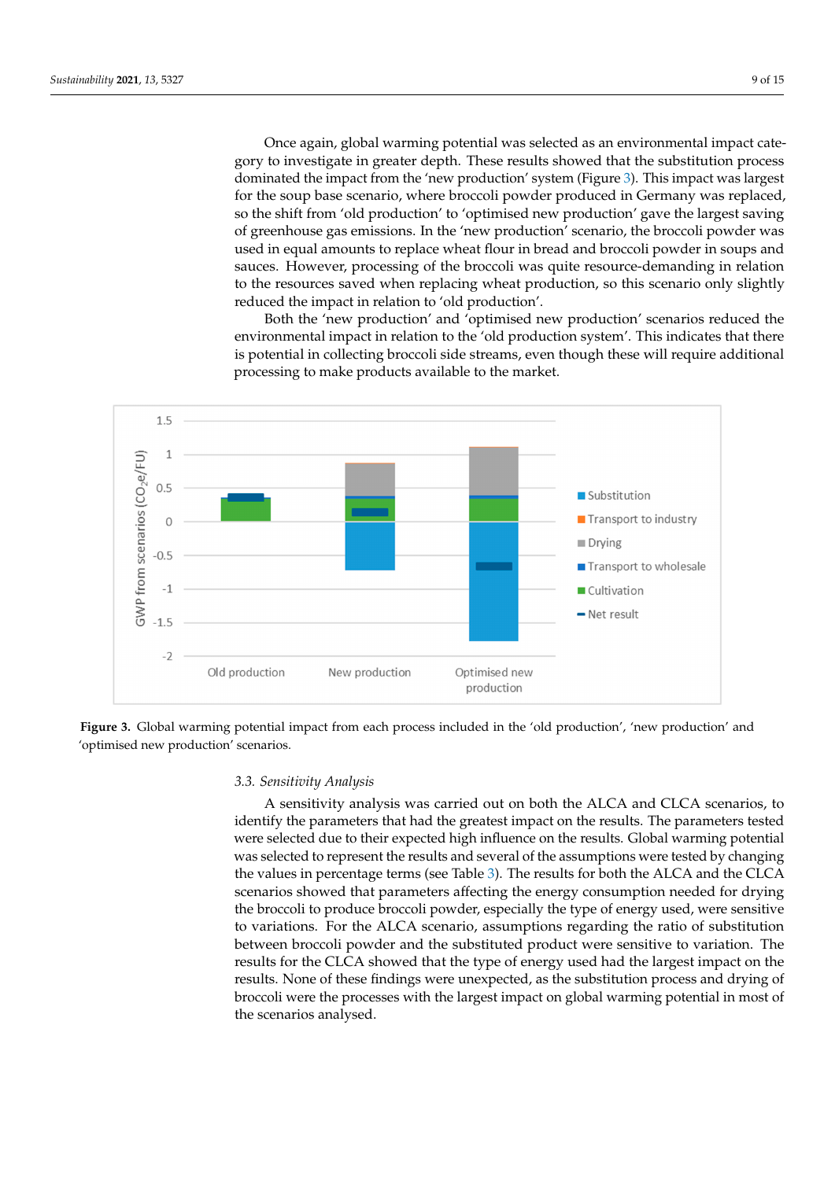Once again, global warming potential was selected as an environmental impact category to investigate in greater depth. These results showed that the substitution process dominated the impact from the 'new production' system (Figure 3). This impact was largest for the soup base scenario, where broccoli powder produced in Germany was replaced, so the shift from 'old production' to 'optimised new production' gave the largest saving of greenhouse gas emissions. In the 'new production' scenario, the broccoli powder was used in equal amounts to replace wheat flour in bread and broccoli powder in soups and sauces. However, processing of the broccoli was quite resource-demanding in relation to the resources saved when replacing wheat production, so this scenario only slightly reduced the impact in relation to 'old production'.

Both the 'new production' and 'optimised new production' scenarios reduced the environmental impact in relation to the 'old production system'. This indicates that there is potential in collecting broccoli side streams, even though these will require additional processing to make products available to the market.

GWP from scenarios ($CO_2e$/FU)

1.5
1
0.5
0
-0.5
-1
-1.5
-2

Old production
New production
Optimised new production

Substitution
Transport to industry
Drying
Transport to wholesale
Cultivation
Net result

**Figure 3.** Global warming potential impact from each process included in the 'old production', 'new production' and 'optimised new production' scenarios.

### 3.3. Sensitivity Analysis

A sensitivity analysis was carried out on both the ALCA and CLCA scenarios, to identify the parameters that had the greatest impact on the results. The parameters tested were selected due to their expected high influence on the results. Global warming potential was selected to represent the results and several of the assumptions were tested by changing the values in percentage terms (see Table 3). The results for both the ALCA and the CLCA scenarios showed that parameters affecting the energy consumption needed for drying the broccoli to produce broccoli powder, especially the type of energy used, were sensitive to variations. For the ALCA scenario, assumptions regarding the ratio of substitution between broccoli powder and the substituted product were sensitive to variation. The results for the CLCA showed that the type of energy used had the largest impact on the results. None of these findings were unexpected, as the substitution process and drying of broccoli were the processes with the largest impact on global warming potential in most of the scenarios analysed.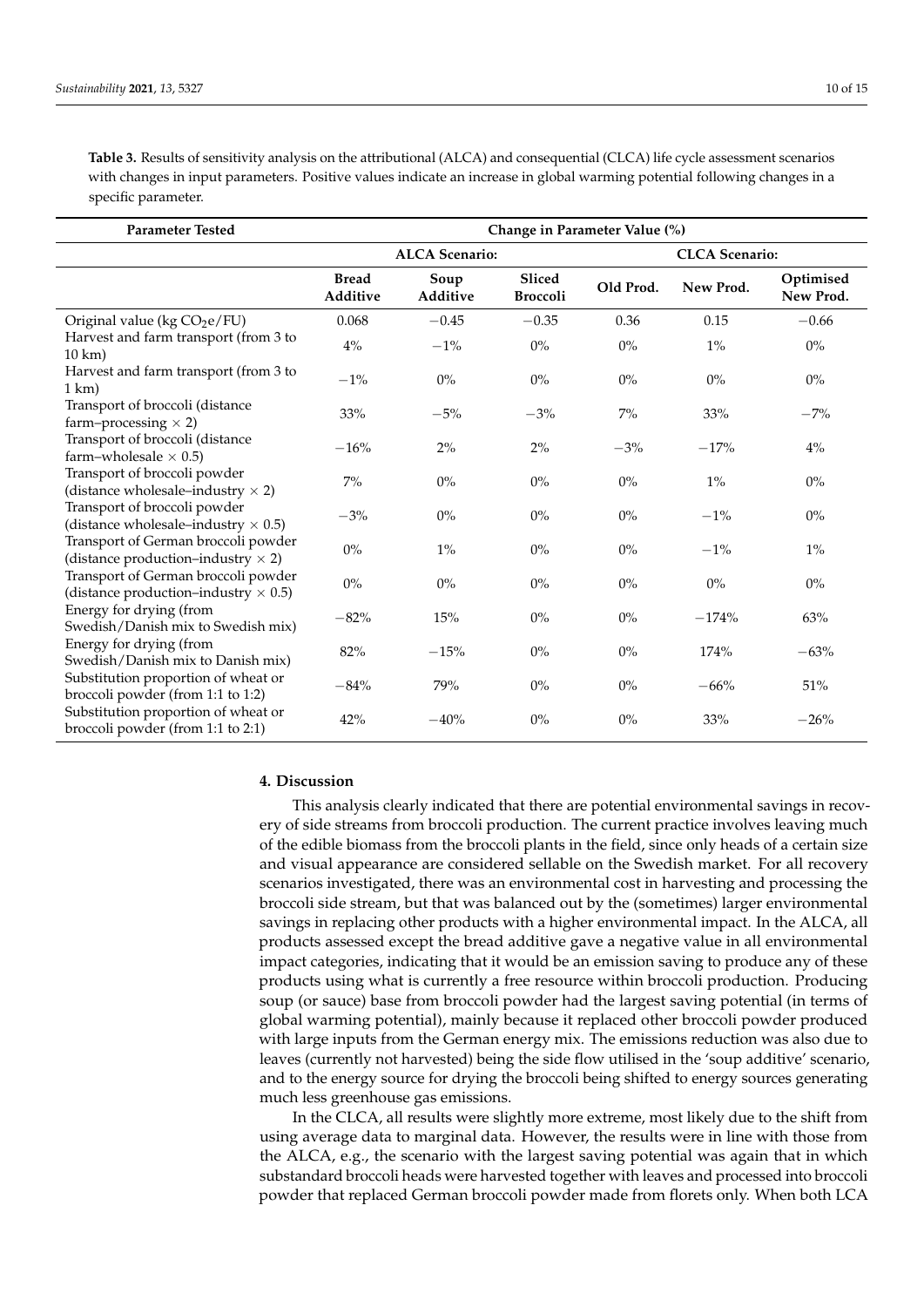**Table 3.** Results of sensitivity analysis on the attributional (ALCA) and consequential (CLCA) life cycle assessment scenarios with changes in input parameters. Positive values indicate an increase in global warming potential following changes in a specific parameter.

| Parameter Tested | Change in Parameter Value (%) | | | | | |
|---|---|---|---|---|---|---|
| | ALCA Scenario: | | | CLCA Scenario: | | |
| | **Bread Additive** | **Soup Additive** | **Sliced Broccoli** | **Old Prod.** | **New Prod.** | **Optimised New Prod.** |
| Original value (kg $CO_2e$/FU) | 0.068 | −0.45 | −0.35 | 0.36 | 0.15 | −0.66 |
| Harvest and farm transport (from 3 to 10 km) | 4% | −1% | 0% | 0% | 1% | 0% |
| Harvest and farm transport (from 3 to 1 km) | −1% | 0% | 0% | 0% | 0% | 0% |
| Transport of broccoli (distance farm–processing × 2) | 33% | −5% | −3% | 7% | 33% | −7% |
| Transport of broccoli (distance farm–wholesale × 0.5) | −16% | 2% | 2% | −3% | −17% | 4% |
| Transport of broccoli powder (distance wholesale–industry × 2) | 7% | 0% | 0% | 0% | 1% | 0% |
| Transport of broccoli powder (distance wholesale–industry × 0.5) | −3% | 0% | 0% | 0% | −1% | 0% |
| Transport of German broccoli powder (distance production–industry × 2) | 0% | 1% | 0% | 0% | −1% | 1% |
| Transport of German broccoli powder (distance production–industry × 0.5) | 0% | 0% | 0% | 0% | 0% | 0% |
| Energy for drying (from Swedish/Danish mix to Swedish mix) | −82% | 15% | 0% | 0% | −174% | 63% |
| Energy for drying (from Swedish/Danish mix to Danish mix) | 82% | −15% | 0% | 0% | 174% | −63% |
| Substitution proportion of wheat or broccoli powder (from 1:1 to 1:2) | −84% | 79% | 0% | 0% | −66% | 51% |
| Substitution proportion of wheat or broccoli powder (from 1:1 to 2:1) | 42% | −40% | 0% | 0% | 33% | −26% |

## 4. Discussion

This analysis clearly indicated that there are potential environmental savings in recovery of side streams from broccoli production. The current practice involves leaving much of the edible biomass from the broccoli plants in the field, since only heads of a certain size and visual appearance are considered sellable on the Swedish market. For all recovery scenarios investigated, there was an environmental cost in harvesting and processing the broccoli side stream, but that was balanced out by the (sometimes) larger environmental savings in replacing other products with a higher environmental impact. In the ALCA, all products assessed except the bread additive gave a negative value in all environmental impact categories, indicating that it would be an emission saving to produce any of these products using what is currently a free resource within broccoli production. Producing soup (or sauce) base from broccoli powder had the largest saving potential (in terms of global warming potential), mainly because it replaced other broccoli powder produced with large inputs from the German energy mix. The emissions reduction was also due to leaves (currently not harvested) being the side flow utilised in the 'soup additive' scenario, and to the energy source for drying the broccoli being shifted to energy sources generating much less greenhouse gas emissions.

In the CLCA, all results were slightly more extreme, most likely due to the shift from using average data to marginal data. However, the results were in line with those from the ALCA, e.g., the scenario with the largest saving potential was again that in which substandard broccoli heads were harvested together with leaves and processed into broccoli powder that replaced German broccoli powder made from florets only. When both LCA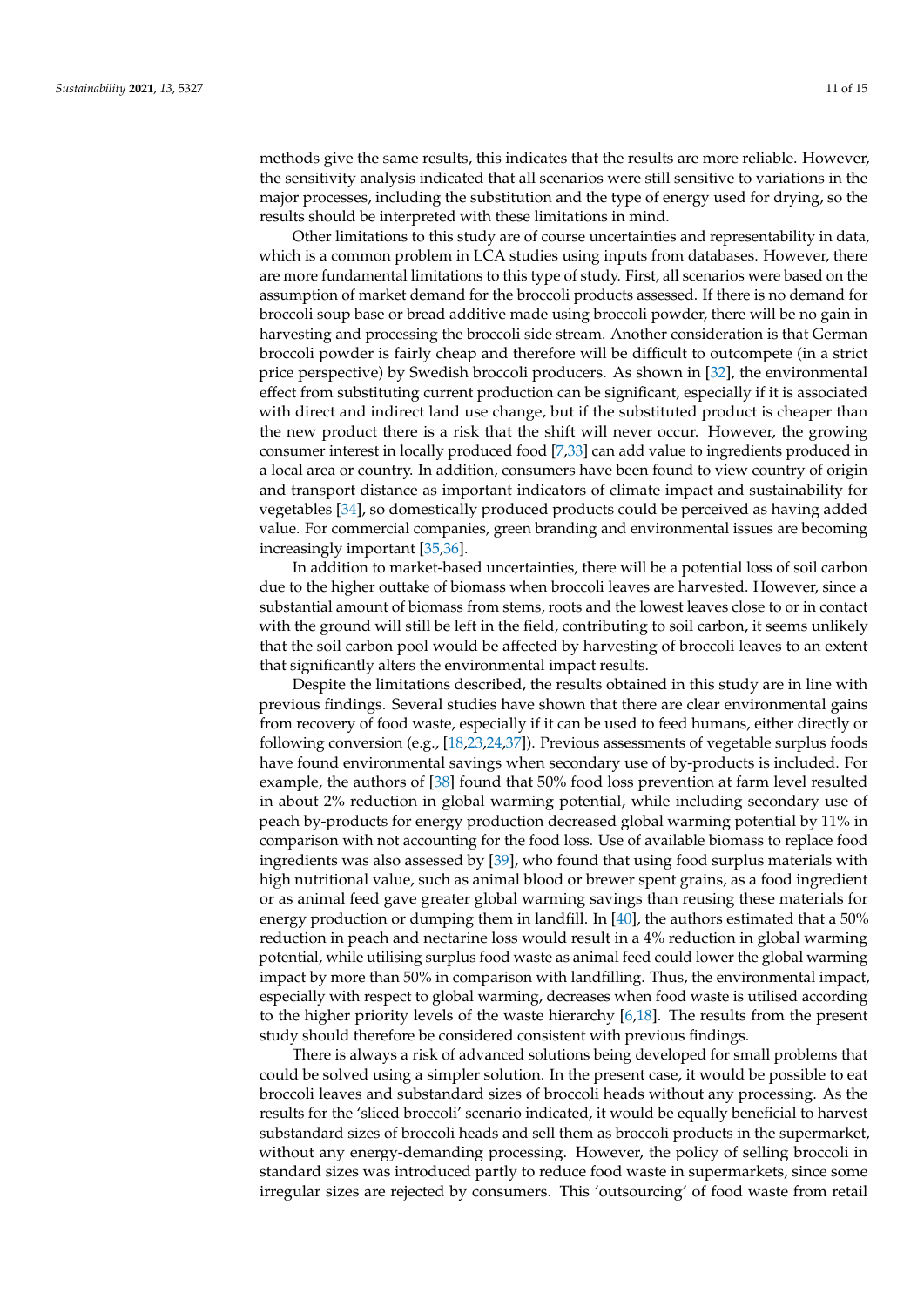methods give the same results, this indicates that the results are more reliable. However, the sensitivity analysis indicated that all scenarios were still sensitive to variations in the major processes, including the substitution and the type of energy used for drying, so the results should be interpreted with these limitations in mind.

Other limitations to this study are of course uncertainties and representability in data, which is a common problem in LCA studies using inputs from databases. However, there are more fundamental limitations to this type of study. First, all scenarios were based on the assumption of market demand for the broccoli products assessed. If there is no demand for broccoli soup base or bread additive made using broccoli powder, there will be no gain in harvesting and processing the broccoli side stream. Another consideration is that German broccoli powder is fairly cheap and therefore will be difficult to outcompete (in a strict price perspective) by Swedish broccoli producers. As shown in [32], the environmental effect from substituting current production can be significant, especially if it is associated with direct and indirect land use change, but if the substituted product is cheaper than the new product there is a risk that the shift will never occur. However, the growing consumer interest in locally produced food [7,33] can add value to ingredients produced in a local area or country. In addition, consumers have been found to view country of origin and transport distance as important indicators of climate impact and sustainability for vegetables [34], so domestically produced products could be perceived as having added value. For commercial companies, green branding and environmental issues are becoming increasingly important [35,36].

In addition to market-based uncertainties, there will be a potential loss of soil carbon due to the higher outtake of biomass when broccoli leaves are harvested. However, since a substantial amount of biomass from stems, roots and the lowest leaves close to or in contact with the ground will still be left in the field, contributing to soil carbon, it seems unlikely that the soil carbon pool would be affected by harvesting of broccoli leaves to an extent that significantly alters the environmental impact results.

Despite the limitations described, the results obtained in this study are in line with previous findings. Several studies have shown that there are clear environmental gains from recovery of food waste, especially if it can be used to feed humans, either directly or following conversion (e.g., [18,23,24,37]). Previous assessments of vegetable surplus foods have found environmental savings when secondary use of by-products is included. For example, the authors of [38] found that 50% food loss prevention at farm level resulted in about 2% reduction in global warming potential, while including secondary use of peach by-products for energy production decreased global warming potential by 11% in comparison with not accounting for the food loss. Use of available biomass to replace food ingredients was also assessed by [39], who found that using food surplus materials with high nutritional value, such as animal blood or brewer spent grains, as a food ingredient or as animal feed gave greater global warming savings than reusing these materials for energy production or dumping them in landfill. In [40], the authors estimated that a 50% reduction in peach and nectarine loss would result in a 4% reduction in global warming potential, while utilising surplus food waste as animal feed could lower the global warming impact by more than 50% in comparison with landfilling. Thus, the environmental impact, especially with respect to global warming, decreases when food waste is utilised according to the higher priority levels of the waste hierarchy [6,18]. The results from the present study should therefore be considered consistent with previous findings.

There is always a risk of advanced solutions being developed for small problems that could be solved using a simpler solution. In the present case, it would be possible to eat broccoli leaves and substandard sizes of broccoli heads without any processing. As the results for the 'sliced broccoli' scenario indicated, it would be equally beneficial to harvest substandard sizes of broccoli heads and sell them as broccoli products in the supermarket, without any energy-demanding processing. However, the policy of selling broccoli in standard sizes was introduced partly to reduce food waste in supermarkets, since some irregular sizes are rejected by consumers. This 'outsourcing' of food waste from retail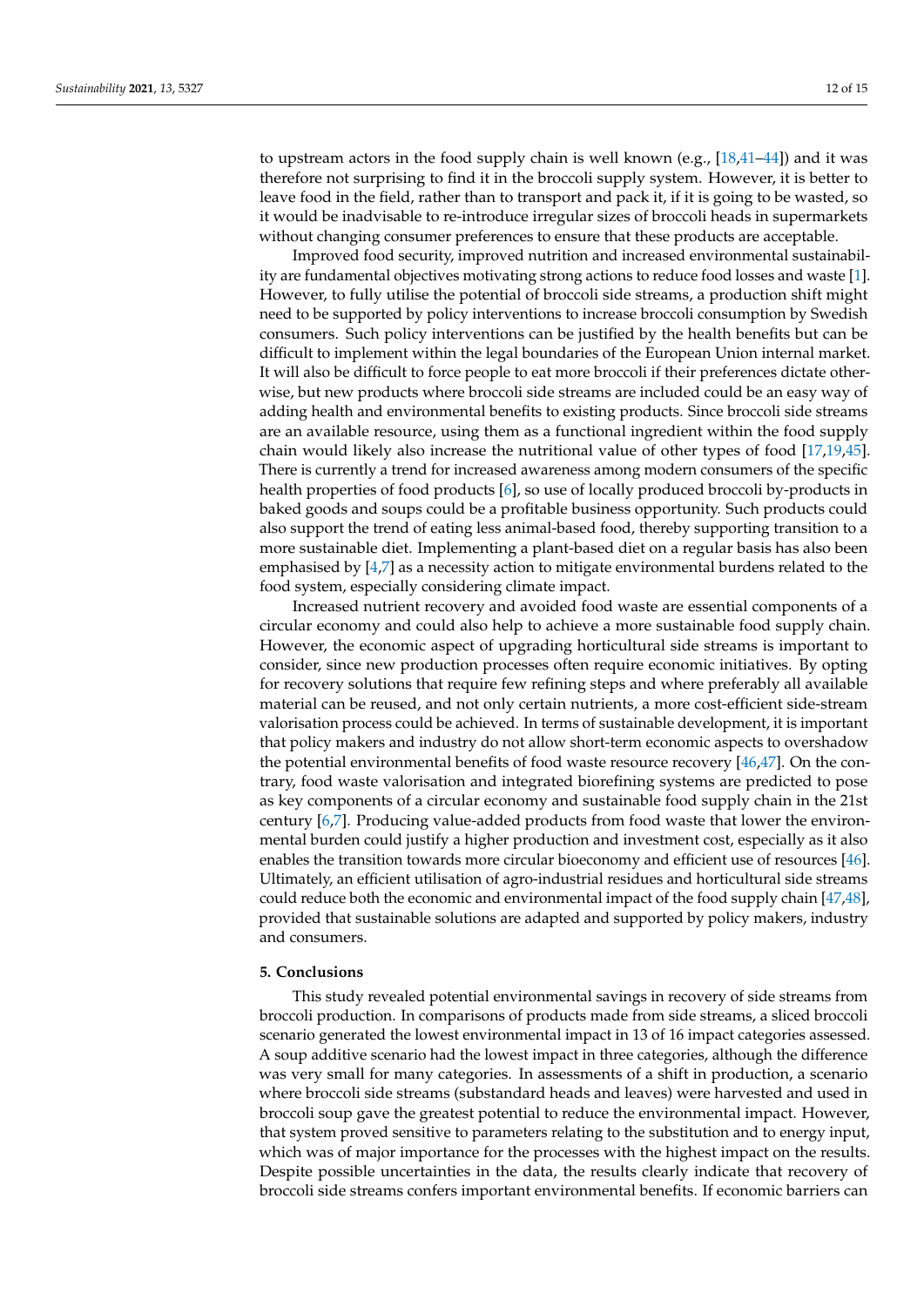to upstream actors in the food supply chain is well known (e.g., [18,41–44]) and it was therefore not surprising to find it in the broccoli supply system. However, it is better to leave food in the field, rather than to transport and pack it, if it is going to be wasted, so it would be inadvisable to re-introduce irregular sizes of broccoli heads in supermarkets without changing consumer preferences to ensure that these products are acceptable.

Improved food security, improved nutrition and increased environmental sustainability are fundamental objectives motivating strong actions to reduce food losses and waste [1]. However, to fully utilise the potential of broccoli side streams, a production shift might need to be supported by policy interventions to increase broccoli consumption by Swedish consumers. Such policy interventions can be justified by the health benefits but can be difficult to implement within the legal boundaries of the European Union internal market. It will also be difficult to force people to eat more broccoli if their preferences dictate otherwise, but new products where broccoli side streams are included could be an easy way of adding health and environmental benefits to existing products. Since broccoli side streams are an available resource, using them as a functional ingredient within the food supply chain would likely also increase the nutritional value of other types of food [17,19,45]. There is currently a trend for increased awareness among modern consumers of the specific health properties of food products [6], so use of locally produced broccoli by-products in baked goods and soups could be a profitable business opportunity. Such products could also support the trend of eating less animal-based food, thereby supporting transition to a more sustainable diet. Implementing a plant-based diet on a regular basis has also been emphasised by [4,7] as a necessity action to mitigate environmental burdens related to the food system, especially considering climate impact.

Increased nutrient recovery and avoided food waste are essential components of a circular economy and could also help to achieve a more sustainable food supply chain. However, the economic aspect of upgrading horticultural side streams is important to consider, since new production processes often require economic initiatives. By opting for recovery solutions that require few refining steps and where preferably all available material can be reused, and not only certain nutrients, a more cost-efficient side-stream valorisation process could be achieved. In terms of sustainable development, it is important that policy makers and industry do not allow short-term economic aspects to overshadow the potential environmental benefits of food waste resource recovery [46,47]. On the contrary, food waste valorisation and integrated biorefining systems are predicted to pose as key components of a circular economy and sustainable food supply chain in the 21st century [6,7]. Producing value-added products from food waste that lower the environmental burden could justify a higher production and investment cost, especially as it also enables the transition towards more circular bioeconomy and efficient use of resources [46]. Ultimately, an efficient utilisation of agro-industrial residues and horticultural side streams could reduce both the economic and environmental impact of the food supply chain [47,48], provided that sustainable solutions are adapted and supported by policy makers, industry and consumers.

## 5. Conclusions

This study revealed potential environmental savings in recovery of side streams from broccoli production. In comparisons of products made from side streams, a sliced broccoli scenario generated the lowest environmental impact in 13 of 16 impact categories assessed. A soup additive scenario had the lowest impact in three categories, although the difference was very small for many categories. In assessments of a shift in production, a scenario where broccoli side streams (substandard heads and leaves) were harvested and used in broccoli soup gave the greatest potential to reduce the environmental impact. However, that system proved sensitive to parameters relating to the substitution and to energy input, which was of major importance for the processes with the highest impact on the results. Despite possible uncertainties in the data, the results clearly indicate that recovery of broccoli side streams confers important environmental benefits. If economic barriers can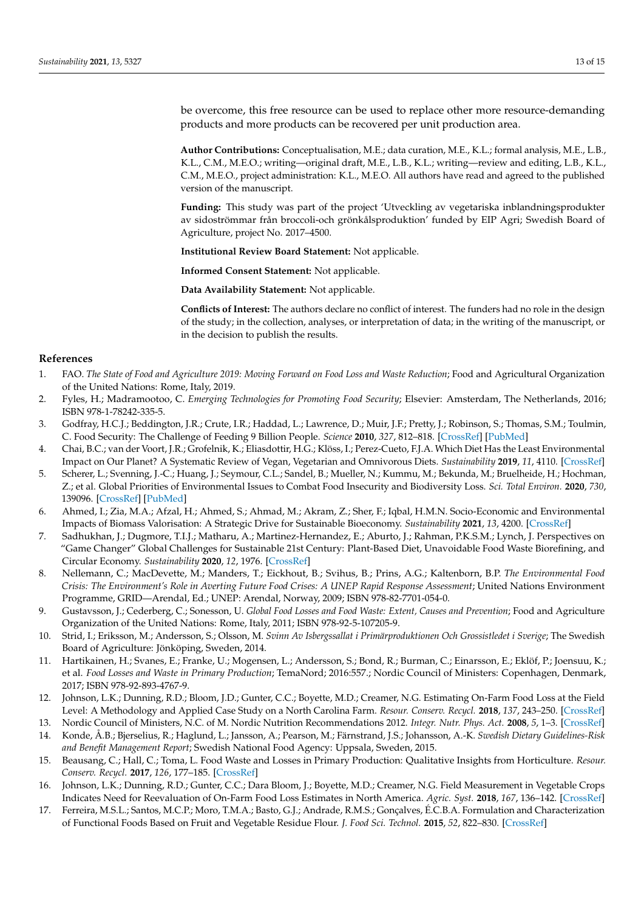be overcome, this free resource can be used to replace other more resource-demanding products and more products can be recovered per unit production area.

**Author Contributions:** Conceptualisation, M.E.; data curation, M.E., K.L.; formal analysis, M.E., L.B., K.L., C.M., M.E.O.; writing—original draft, M.E., L.B., K.L.; writing—review and editing, L.B., K.L., C.M., M.E.O., project administration: K.L., M.E.O. All authors have read and agreed to the published version of the manuscript.

**Funding:** This study was part of the project 'Utveckling av vegetariska inblandningsprodukter av sidoströmmar från broccoli-och grönkålsproduktion' funded by EIP Agri; Swedish Board of Agriculture, project No. 2017–4500.

**Institutional Review Board Statement:** Not applicable.

**Informed Consent Statement:** Not applicable.

**Data Availability Statement:** Not applicable.

**Conflicts of Interest:** The authors declare no conflict of interest. The funders had no role in the design of the study; in the collection, analyses, or interpretation of data; in the writing of the manuscript, or in the decision to publish the results.

## References

1. FAO. *The State of Food and Agriculture 2019: Moving Forward on Food Loss and Waste Reduction*; Food and Agricultural Organization of the United Nations: Rome, Italy, 2019.
2. Fyles, H.; Madramootoo, C. *Emerging Technologies for Promoting Food Security*; Elsevier: Amsterdam, The Netherlands, 2016; ISBN 978-1-78242-335-5.
3. Godfray, H.C.J.; Beddington, J.R.; Crute, I.R.; Haddad, L.; Lawrence, D.; Muir, J.F.; Pretty, J.; Robinson, S.; Thomas, S.M.; Toulmin, C. Food Security: The Challenge of Feeding 9 Billion People. *Science* **2010**, *327*, 812–818. [CrossRef] [PubMed]
4. Chai, B.C.; van der Voort, J.R.; Grofelnik, K.; Eliasdottir, H.G.; Klöss, I.; Perez-Cueto, F.J.A. Which Diet Has the Least Environmental Impact on Our Planet? A Systematic Review of Vegan, Vegetarian and Omnivorous Diets. *Sustainability* **2019**, *11*, 4110. [CrossRef]
5. Scherer, L.; Svenning, J.-C.; Huang, J.; Seymour, C.L.; Sandel, B.; Mueller, N.; Kummu, M.; Bekunda, M.; Bruelheide, H.; Hochman, Z.; et al. Global Priorities of Environmental Issues to Combat Food Insecurity and Biodiversity Loss. *Sci. Total Environ.* **2020**, *730*, 139096. [CrossRef] [PubMed]
6. Ahmed, I.; Zia, M.A.; Afzal, H.; Ahmed, S.; Ahmad, M.; Akram, Z.; Sher, F.; Iqbal, H.M.N. Socio-Economic and Environmental Impacts of Biomass Valorisation: A Strategic Drive for Sustainable Bioeconomy. *Sustainability* **2021**, *13*, 4200. [CrossRef]
7. Sadhukhan, J.; Dugmore, T.I.J.; Matharu, A.; Martinez-Hernandez, E.; Aburto, J.; Rahman, P.K.S.M.; Lynch, J. Perspectives on "Game Changer" Global Challenges for Sustainable 21st Century: Plant-Based Diet, Unavoidable Food Waste Biorefining, and Circular Economy. *Sustainability* **2020**, *12*, 1976. [CrossRef]
8. Nellemann, C.; MacDevette, M.; Manders, T.; Eickhout, B.; Svihus, B.; Prins, A.G.; Kaltenborn, B.P. *The Environmental Food Crisis: The Environment's Role in Averting Future Food Crises: A UNEP Rapid Response Assessment*; United Nations Environment Programme, GRID—Arendal, Ed.; UNEP: Arendal, Norway, 2009; ISBN 978-82-7701-054-0.
9. Gustavsson, J.; Cederberg, C.; Sonesson, U. *Global Food Losses and Food Waste: Extent, Causes and Prevention*; Food and Agriculture Organization of the United Nations: Rome, Italy, 2011; ISBN 978-92-5-107205-9.
10. Strid, I.; Eriksson, M.; Andersson, S.; Olsson, M. *Svinn Av Isbergssallat i Primärproduktionen Och Grossistledet i Sverige*; The Swedish Board of Agriculture: Jönköping, Sweden, 2014.
11. Hartikainen, H.; Svanes, E.; Franke, U.; Mogensen, L.; Andersson, S.; Bond, R.; Burman, C.; Einarsson, E.; Eklöf, P.; Joensuu, K.; et al. *Food Losses and Waste in Primary Production*; TemaNord; 2016:557.; Nordic Council of Ministers: Copenhagen, Denmark, 2017; ISBN 978-92-893-4767-9.
12. Johnson, L.K.; Dunning, R.D.; Bloom, J.D.; Gunter, C.C.; Boyette, M.D.; Creamer, N.G. Estimating On-Farm Food Loss at the Field Level: A Methodology and Applied Case Study on a North Carolina Farm. *Resour. Conserv. Recycl.* **2018**, *137*, 243–250. [CrossRef]
13. Nordic Council of Ministers, N.C. of M. Nordic Nutrition Recommendations 2012. *Integr. Nutr. Phys. Act.* **2008**, *5*, 1–3. [CrossRef]
14. Konde, Å.B.; Bjerselius, R.; Haglund, L.; Jansson, A.; Pearson, M.; Färnstrand, J.S.; Johansson, A.-K. *Swedish Dietary Guidelines-Risk and Benefit Management Report*; Swedish National Food Agency: Uppsala, Sweden, 2015.
15. Beausang, C.; Hall, C.; Toma, L. Food Waste and Losses in Primary Production: Qualitative Insights from Horticulture. *Resour. Conserv. Recycl.* **2017**, *126*, 177–185. [CrossRef]
16. Johnson, L.K.; Dunning, R.D.; Gunter, C.C.; Dara Bloom, J.; Boyette, M.D.; Creamer, N.G. Field Measurement in Vegetable Crops Indicates Need for Reevaluation of On-Farm Food Loss Estimates in North America. *Agric. Syst.* **2018**, *167*, 136–142. [CrossRef]
17. Ferreira, M.S.L.; Santos, M.C.P.; Moro, T.M.A.; Basto, G.J.; Andrade, R.M.S.; Gonçalves, É.C.B.A. Formulation and Characterization of Functional Foods Based on Fruit and Vegetable Residue Flour. *J. Food Sci. Technol.* **2015**, *52*, 822–830. [CrossRef]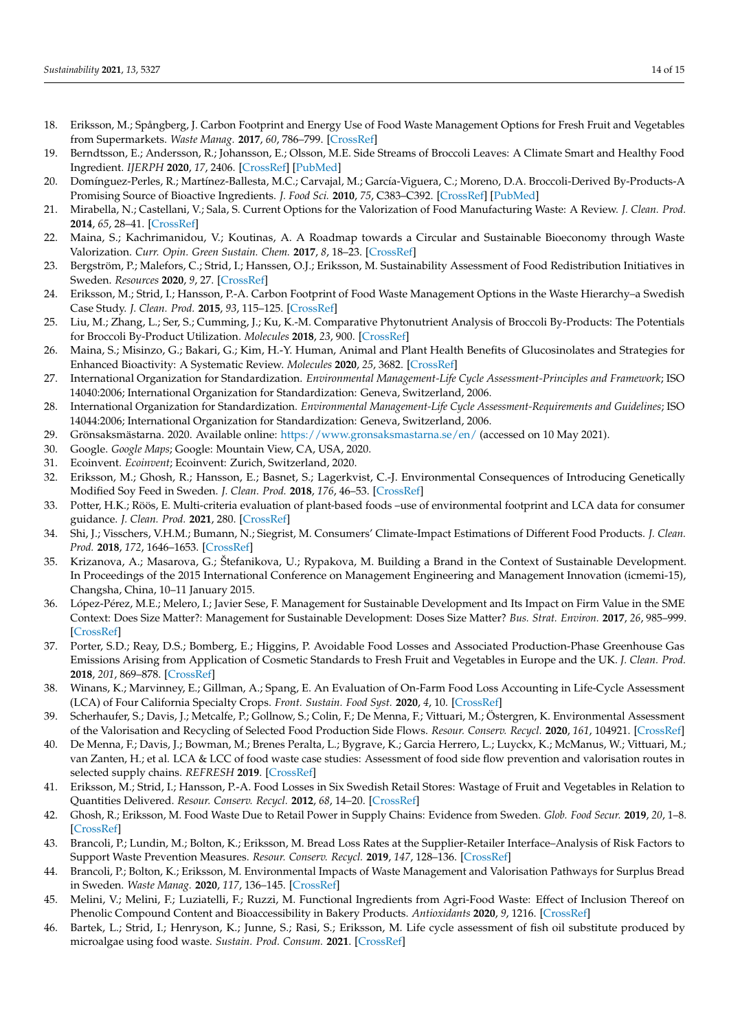18. Eriksson, M.; Spångberg, J. Carbon Footprint and Energy Use of Food Waste Management Options for Fresh Fruit and Vegetables from Supermarkets. *Waste Manag.* **2017**, *60*, 786–799. [CrossRef]
19. Berndtsson, E.; Andersson, R.; Johansson, E.; Olsson, M.E. Side Streams of Broccoli Leaves: A Climate Smart and Healthy Food Ingredient. *IJERPH* **2020**, *17*, 2406. [CrossRef] [PubMed]
20. Domínguez-Perles, R.; Martínez-Ballesta, M.C.; Carvajal, M.; García-Viguera, C.; Moreno, D.A. Broccoli-Derived By-Products-A Promising Source of Bioactive Ingredients. *J. Food Sci.* **2010**, *75*, C383–C392. [CrossRef] [PubMed]
21. Mirabella, N.; Castellani, V.; Sala, S. Current Options for the Valorization of Food Manufacturing Waste: A Review. *J. Clean. Prod.* **2014**, *65*, 28–41. [CrossRef]
22. Maina, S.; Kachrimanidou, V.; Koutinas, A. A Roadmap towards a Circular and Sustainable Bioeconomy through Waste Valorization. *Curr. Opin. Green Sustain. Chem.* **2017**, *8*, 18–23. [CrossRef]
23. Bergström, P.; Malefors, C.; Strid, I.; Hanssen, O.J.; Eriksson, M. Sustainability Assessment of Food Redistribution Initiatives in Sweden. *Resources* **2020**, *9*, 27. [CrossRef]
24. Eriksson, M.; Strid, I.; Hansson, P.-A. Carbon Footprint of Food Waste Management Options in the Waste Hierarchy–a Swedish Case Study. *J. Clean. Prod.* **2015**, *93*, 115–125. [CrossRef]
25. Liu, M.; Zhang, L.; Ser, S.; Cumming, J.; Ku, K.-M. Comparative Phytonutrient Analysis of Broccoli By-Products: The Potentials for Broccoli By-Product Utilization. *Molecules* **2018**, *23*, 900. [CrossRef]
26. Maina, S.; Misinzo, G.; Bakari, G.; Kim, H.-Y. Human, Animal and Plant Health Benefits of Glucosinolates and Strategies for Enhanced Bioactivity: A Systematic Review. *Molecules* **2020**, *25*, 3682. [CrossRef]
27. International Organization for Standardization. *Environmental Management-Life Cycle Assessment-Principles and Framework*; ISO 14040:2006; International Organization for Standardization: Geneva, Switzerland, 2006.
28. International Organization for Standardization. *Environmental Management-Life Cycle Assessment-Requirements and Guidelines*; ISO 14044:2006; International Organization for Standardization: Geneva, Switzerland, 2006.
29. Grönsaksmästarna. 2020. Available online: https://www.gronsaksmastarna.se/en/ (accessed on 10 May 2021).
30. Google. *Google Maps*; Google: Mountain View, CA, USA, 2020.
31. Ecoinvent. *Ecoinvent*; Ecoinvent: Zurich, Switzerland, 2020.
32. Eriksson, M.; Ghosh, R.; Hansson, E.; Basnet, S.; Lagerkvist, C.-J. Environmental Consequences of Introducing Genetically Modified Soy Feed in Sweden. *J. Clean. Prod.* **2018**, *176*, 46–53. [CrossRef]
33. Potter, H.K.; Röös, E. Multi-criteria evaluation of plant-based foods –use of environmental footprint and LCA data for consumer guidance. *J. Clean. Prod.* **2021**, 280. [CrossRef]
34. Shi, J.; Visschers, V.H.M.; Bumann, N.; Siegrist, M. Consumers' Climate-Impact Estimations of Different Food Products. *J. Clean. Prod.* **2018**, *172*, 1646–1653. [CrossRef]
35. Krizanova, A.; Masarova, G.; Štefanikova, U.; Rypakova, M. Building a Brand in the Context of Sustainable Development. In Proceedings of the 2015 International Conference on Management Engineering and Management Innovation (icmemi-15), Changsha, China, 10–11 January 2015.
36. López-Pérez, M.E.; Melero, I.; Javier Sese, F. Management for Sustainable Development and Its Impact on Firm Value in the SME Context: Does Size Matter?: Management for Sustainable Development: Doses Size Matter? *Bus. Strat. Environ.* **2017**, *26*, 985–999. [CrossRef]
37. Porter, S.D.; Reay, D.S.; Bomberg, E.; Higgins, P. Avoidable Food Losses and Associated Production-Phase Greenhouse Gas Emissions Arising from Application of Cosmetic Standards to Fresh Fruit and Vegetables in Europe and the UK. *J. Clean. Prod.* **2018**, *201*, 869–878. [CrossRef]
38. Winans, K.; Marvinney, E.; Gillman, A.; Spang, E. An Evaluation of On-Farm Food Loss Accounting in Life-Cycle Assessment (LCA) of Four California Specialty Crops. *Front. Sustain. Food Syst.* **2020**, *4*, 10. [CrossRef]
39. Scherhaufer, S.; Davis, J.; Metcalfe, P.; Gollnow, S.; Colin, F.; De Menna, F.; Vittuari, M.; Östergren, K. Environmental Assessment of the Valorisation and Recycling of Selected Food Production Side Flows. *Resour. Conserv. Recycl.* **2020**, *161*, 104921. [CrossRef]
40. De Menna, F.; Davis, J.; Bowman, M.; Brenes Peralta, L.; Bygrave, K.; Garcia Herrero, L.; Luyckx, K.; McManus, W.; Vittuari, M.; van Zanten, H.; et al. LCA & LCC of food waste case studies: Assessment of food side flow prevention and valorisation routes in selected supply chains. *REFRESH* **2019**. [CrossRef]
41. Eriksson, M.; Strid, I.; Hansson, P.-A. Food Losses in Six Swedish Retail Stores: Wastage of Fruit and Vegetables in Relation to Quantities Delivered. *Resour. Conserv. Recycl.* **2012**, *68*, 14–20. [CrossRef]
42. Ghosh, R.; Eriksson, M. Food Waste Due to Retail Power in Supply Chains: Evidence from Sweden. *Glob. Food Secur.* **2019**, *20*, 1–8. [CrossRef]
43. Brancoli, P.; Lundin, M.; Bolton, K.; Eriksson, M. Bread Loss Rates at the Supplier-Retailer Interface–Analysis of Risk Factors to Support Waste Prevention Measures. *Resour. Conserv. Recycl.* **2019**, *147*, 128–136. [CrossRef]
44. Brancoli, P.; Bolton, K.; Eriksson, M. Environmental Impacts of Waste Management and Valorisation Pathways for Surplus Bread in Sweden. *Waste Manag.* **2020**, *117*, 136–145. [CrossRef]
45. Melini, V.; Melini, F.; Luziatelli, F.; Ruzzi, M. Functional Ingredients from Agri-Food Waste: Effect of Inclusion Thereof on Phenolic Compound Content and Bioaccessibility in Bakery Products. *Antioxidants* **2020**, *9*, 1216. [CrossRef]
46. Bartek, L.; Strid, I.; Henryson, K.; Junne, S.; Rasi, S.; Eriksson, M. Life cycle assessment of fish oil substitute produced by microalgae using food waste. *Sustain. Prod. Consum.* **2021**. [CrossRef]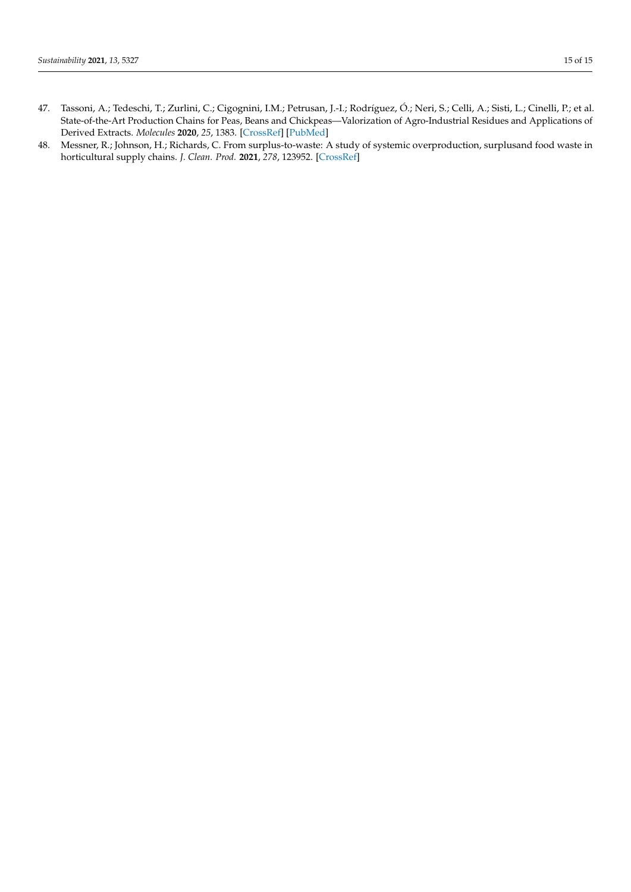47. Tassoni, A.; Tedeschi, T.; Zurlini, C.; Cigognini, I.M.; Petrusan, J.-I.; Rodríguez, Ó.; Neri, S.; Celli, A.; Sisti, L.; Cinelli, P.; et al. State-of-the-Art Production Chains for Peas, Beans and Chickpeas—Valorization of Agro-Industrial Residues and Applications of Derived Extracts. *Molecules* **2020**, *25*, 1383. [CrossRef] [PubMed]
48. Messner, R.; Johnson, H.; Richards, C. From surplus-to-waste: A study of systemic overproduction, surplusand food waste in horticultural supply chains. *J. Clean. Prod.* **2021**, *278*, 123952. [CrossRef]